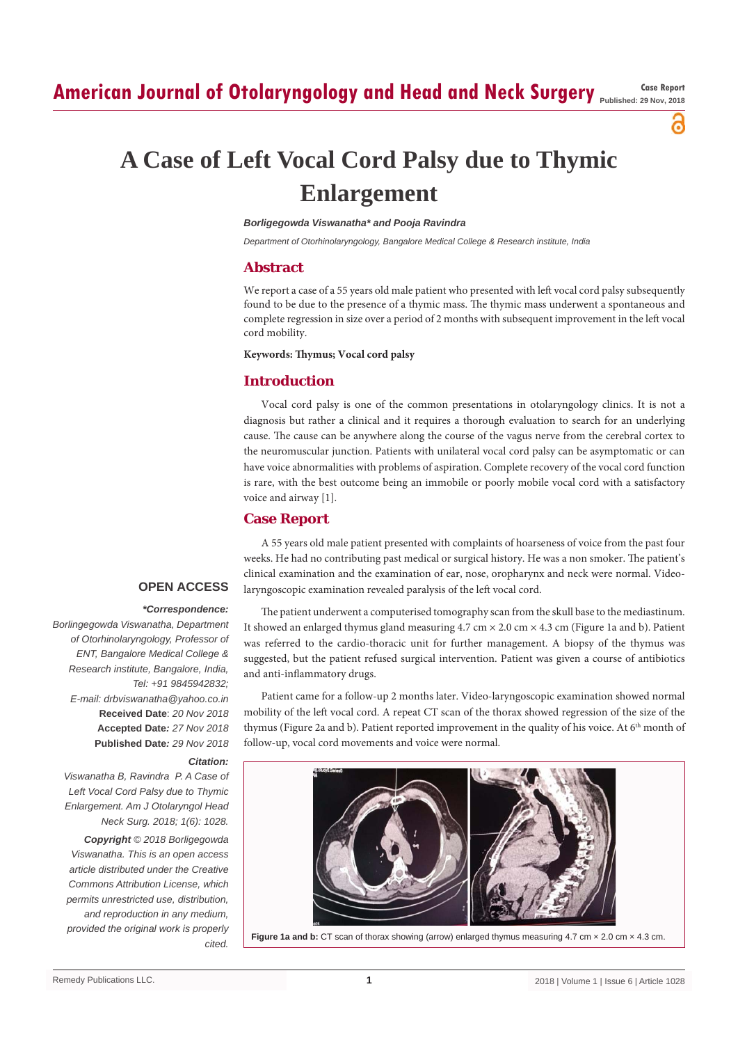# A Case of Left Vocal Cord Palsy due to Thymic Enlargement

***Borligegowda Viswanatha\* and Pooja Ravindra***

*Department of Otorhinolaryngology, Bangalore Medical College & Research institute, India*

## Abstract

We report a case of a 55 years old male patient who presented with left vocal cord palsy subsequently found to be due to the presence of a thymic mass. The thymic mass underwent a spontaneous and complete regression in size over a period of 2 months with subsequent improvement in the left vocal cord mobility.

**Keywords: Thymus; Vocal cord palsy**

## Introduction

Vocal cord palsy is one of the common presentations in otolaryngology clinics. It is not a diagnosis but rather a clinical and it requires a thorough evaluation to search for an underlying cause. The cause can be anywhere along the course of the vagus nerve from the cerebral cortex to the neuromuscular junction. Patients with unilateral vocal cord palsy can be asymptomatic or can have voice abnormalities with problems of aspiration. Complete recovery of the vocal cord function is rare, with the best outcome being an immobile or poorly mobile vocal cord with a satisfactory voice and airway [1].

## Case Report

A 55 years old male patient presented with complaints of hoarseness of voice from the past four weeks. He had no contributing past medical or surgical history. He was a non smoker. The patient's clinical examination and the examination of ear, nose, oropharynx and neck were normal. Video-laryngoscopic examination revealed paralysis of the left vocal cord.

The patient underwent a computerised tomography scan from the skull base to the mediastinum. It showed an enlarged thymus gland measuring 4.7 cm × 2.0 cm × 4.3 cm (Figure 1a and b). Patient was referred to the cardio-thoracic unit for further management. A biopsy of the thymus was suggested, but the patient refused surgical intervention. Patient was given a course of antibiotics and anti-inflammatory drugs.

Patient came for a follow-up 2 months later. Video-laryngoscopic examination showed normal mobility of the left vocal cord. A repeat CT scan of the thorax showed regression of the size of the thymus (Figure 2a and b). Patient reported improvement in the quality of his voice. At 6th month of follow-up, vocal cord movements and voice were normal.

**Figure 1a and b:** CT scan of thorax showing (arrow) enlarged thymus measuring 4.7 cm × 2.0 cm × 4.3 cm.

**OPEN ACCESS**

***\*Correspondence:***

*Borlingegowda Viswanatha, Department of Otorhinolaryngology, Professor of ENT, Bangalore Medical College & Research institute, Bangalore, India, Tel: +91 9845942832;*
*E-mail: drbviswanatha@yahoo.co.in*

**Received Date**: *20 Nov 2018*
**Accepted Date***: 27 Nov 2018*
**Published Date***: 29 Nov 2018*

***Citation:***

*Viswanatha B, Ravindra P. A Case of Left Vocal Cord Palsy due to Thymic Enlargement. Am J Otolaryngol Head Neck Surg. 2018; 1(6): 1028.*

***Copyright** © 2018 Borligegowda Viswanatha. This is an open access article distributed under the Creative Commons Attribution License, which permits unrestricted use, distribution, and reproduction in any medium, provided the original work is properly cited.*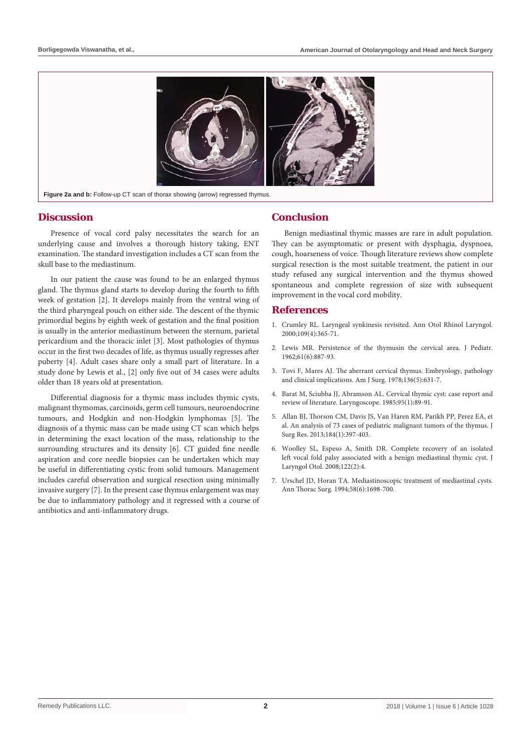Figure 2a and b: Follow-up CT scan of thorax showing (arrow) regressed thymus.

## Discussion

Presence of vocal cord palsy necessitates the search for an underlying cause and involves a thorough history taking, ENT examination. The standard investigation includes a CT scan from the skull base to the mediastinum.

In our patient the cause was found to be an enlarged thymus gland. The thymus gland starts to develop during the fourth to fifth week of gestation [2]. It develops mainly from the ventral wing of the third pharyngeal pouch on either side. The descent of the thymic primordial begins by eighth week of gestation and the final position is usually in the anterior mediastinum between the sternum, parietal pericardium and the thoracic inlet [3]. Most pathologies of thymus occur in the first two decades of life, as thymus usually regresses after puberty [4]. Adult cases share only a small part of literature. In a study done by Lewis et al., [2] only five out of 34 cases were adults older than 18 years old at presentation.

Differential diagnosis for a thymic mass includes thymic cysts, malignant thymomas, carcinoids, germ cell tumours, neuroendocrine tumours, and Hodgkin and non-Hodgkin lymphomas [5]. The diagnosis of a thymic mass can be made using CT scan which helps in determining the exact location of the mass, relationship to the surrounding structures and its density [6]. CT guided fine needle aspiration and core needle biopsies can be undertaken which may be useful in differentiating cystic from solid tumours. Management includes careful observation and surgical resection using minimally invasive surgery [7]. In the present case thymus enlargement was may be due to inflammatory pathology and it regressed with a course of antibiotics and anti-inflammatory drugs.

## Conclusion

Benign mediastinal thymic masses are rare in adult population. They can be asymptomatic or present with dysphagia, dyspnoea, cough, hoarseness of voice. Though literature reviews show complete surgical resection is the most suitable treatment, the patient in our study refused any surgical intervention and the thymus showed spontaneous and complete regression of size with subsequent improvement in the vocal cord mobility.

## References

1. Crumley RL. Laryngeal synkinesis revisited. Ann Otol Rhinol Laryngol. 2000;109(4):365-71.
2. Lewis MR. Persistence of the thymusin the cervical area. J Pediatr. 1962;61(6):887-93.
3. Tovi F, Mares AJ. The aberrant cervical thymus. Embryology, pathology and clinical implications. Am J Surg. 1978;136(5):631-7.
4. Barat M, Sciubba JJ, Abramson AL. Cervical thymic cyst: case report and review of literature. Laryngoscope. 1985;95(1):89-91.
5. Allan BJ, Thorson CM, Davis JS, Van Haren RM, Parikh PP, Perez EA, et al. An analysis of 73 cases of pediatric malignant tumors of the thymus. J Surg Res. 2013;184(1):397-403.
6. Woolley SL, Espeso A, Smith DR. Complete recovery of an isolated left vocal fold palsy associated with a benign mediastinal thymic cyst. J Laryngol Otol. 2008;122(2):4.
7. Urschel JD, Horan TA. Mediastinoscopic treatment of mediastinal cysts. Ann Thorac Surg. 1994;58(6):1698-700.